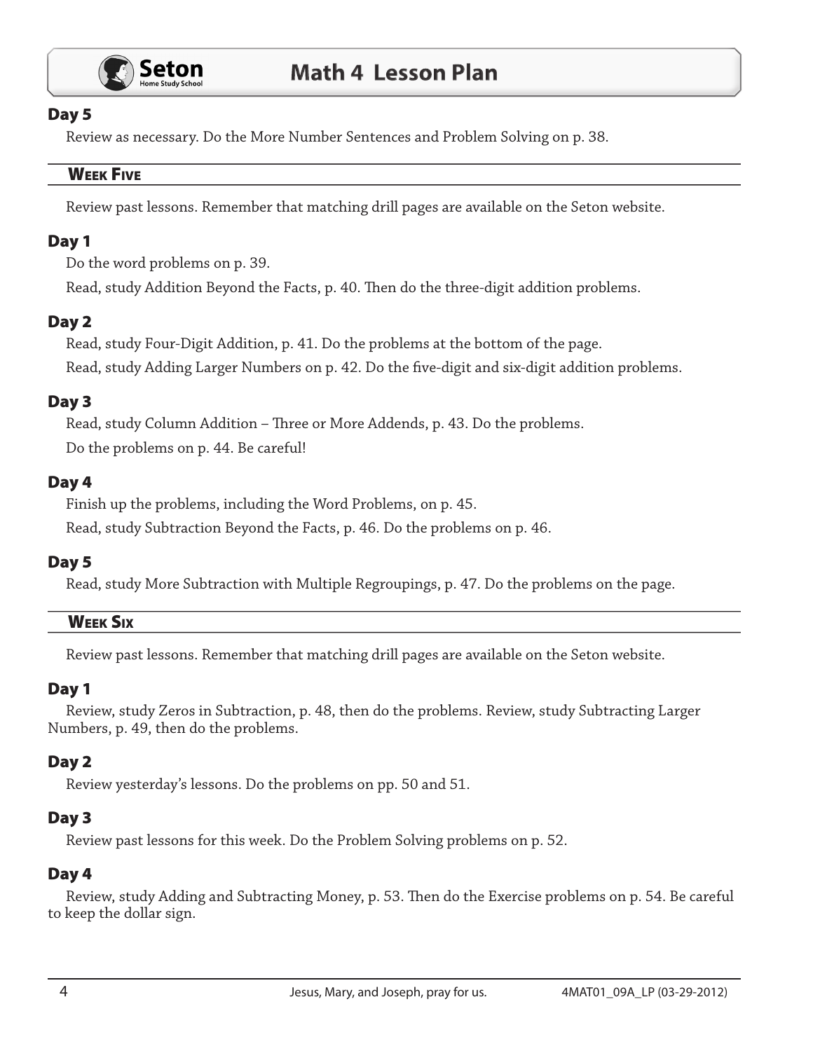### Day 5

Review as necessary. Do the More Number Sentences and Problem Solving on p. 38.

## Week Five

Review past lessons. Remember that matching drill pages are available on the Seton website.

### Day 1

Do the word problems on p. 39.

Read, study Addition Beyond the Facts, p. 40. Then do the three-digit addition problems.

### Day 2

Read, study Four-Digit Addition, p. 41. Do the problems at the bottom of the page.

Read, study Adding Larger Numbers on p. 42. Do the five-digit and six-digit addition problems.

### Day 3

Read, study Column Addition – Three or More Addends, p. 43. Do the problems.

Do the problems on p. 44. Be careful!

### Day 4

Finish up the problems, including the Word Problems, on p. 45.

Read, study Subtraction Beyond the Facts, p. 46. Do the problems on p. 46.

### Day 5

Read, study More Subtraction with Multiple Regroupings, p. 47. Do the problems on the page.

## Week Six

Review past lessons. Remember that matching drill pages are available on the Seton website.

### Day 1

Review, study Zeros in Subtraction, p. 48, then do the problems. Review, study Subtracting Larger Numbers, p. 49, then do the problems.

### Day 2

Review yesterday's lessons. Do the problems on pp. 50 and 51.

### Day 3

Review past lessons for this week. Do the Problem Solving problems on p. 52.

### Day 4

Review, study Adding and Subtracting Money, p. 53. Then do the Exercise problems on p. 54. Be careful to keep the dollar sign.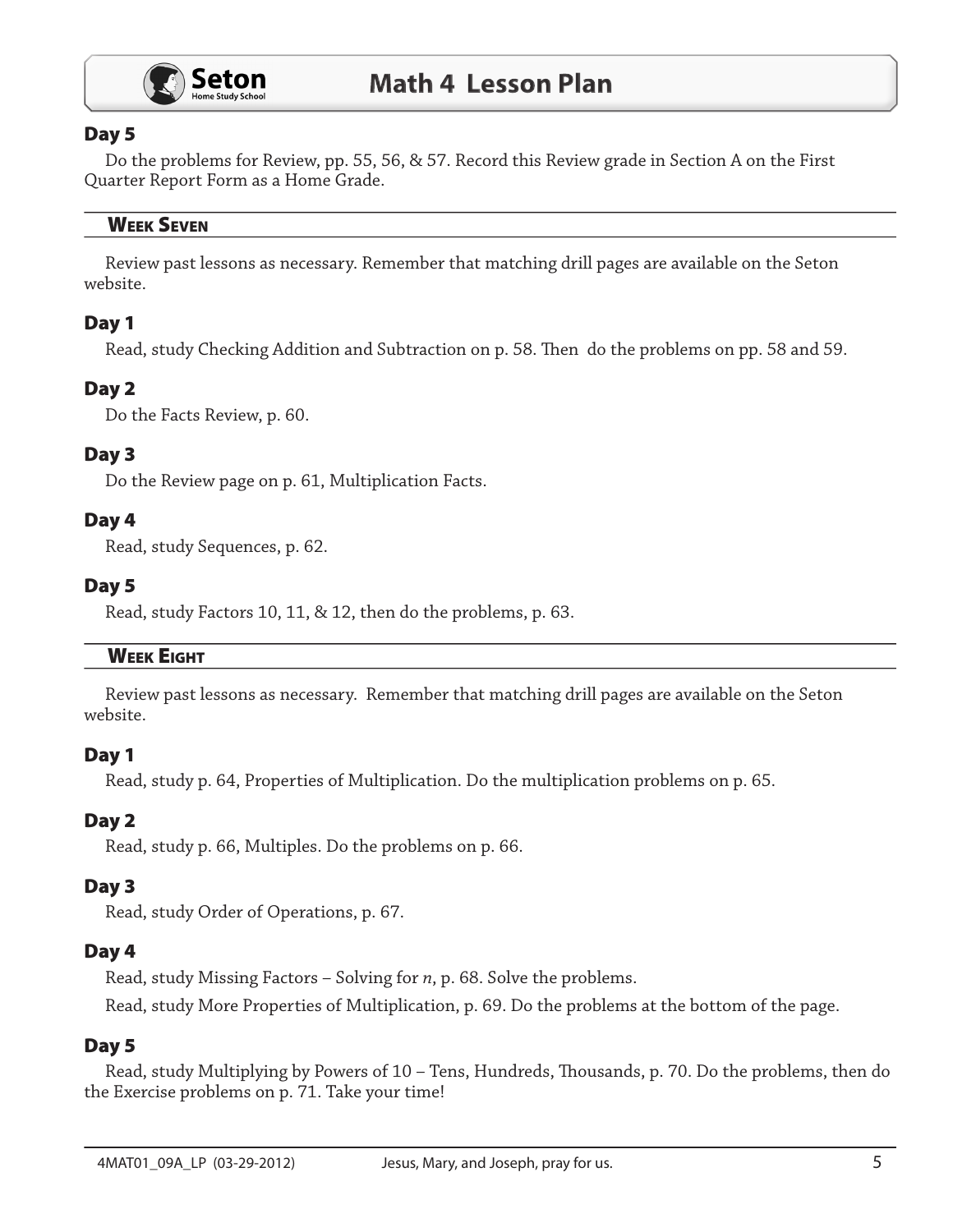### Day 5

Do the problems for Review, pp. 55, 56, & 57. Record this Review grade in Section A on the First Quarter Report Form as a Home Grade.

## Week Seven

Review past lessons as necessary. Remember that matching drill pages are available on the Seton website.

### Day 1

Read, study Checking Addition and Subtraction on p. 58. Then do the problems on pp. 58 and 59.

### Day 2

Do the Facts Review, p. 60.

### Day 3

Do the Review page on p. 61, Multiplication Facts.

### Day 4

Read, study Sequences, p. 62.

### Day 5

Read, study Factors 10, 11, & 12, then do the problems, p. 63.

## Week Eight

Review past lessons as necessary. Remember that matching drill pages are available on the Seton website.

### Day 1

Read, study p. 64, Properties of Multiplication. Do the multiplication problems on p. 65.

### Day 2

Read, study p. 66, Multiples. Do the problems on p. 66.

### Day 3

Read, study Order of Operations, p. 67.

### Day 4

Read, study Missing Factors – Solving for $n$, p. 68. Solve the problems.

Read, study More Properties of Multiplication, p. 69. Do the problems at the bottom of the page.

### Day 5

Read, study Multiplying by Powers of 10 – Tens, Hundreds, Thousands, p. 70. Do the problems, then do the Exercise problems on p. 71. Take your time!